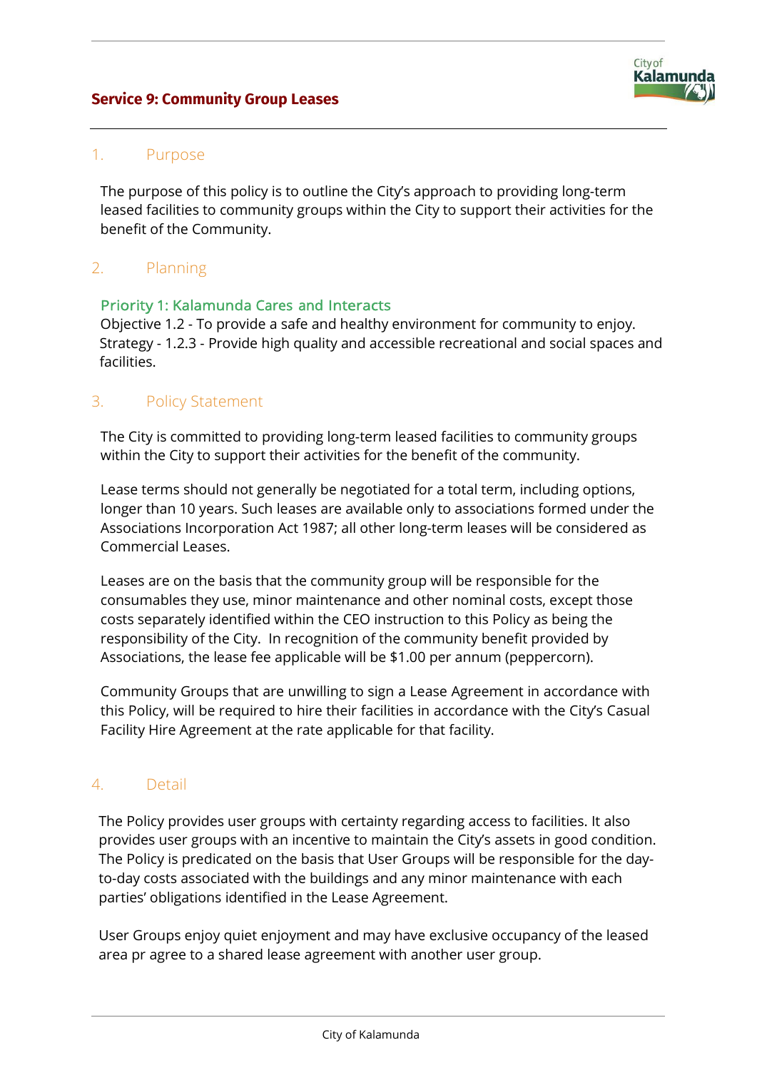# Service 9: Community Group Leases

## 1. Purpose

The purpose of this policy is to outline the City's approach to providing long-term leased facilities to community groups within the City to support their activities for the benefit of the Community.

## 2. Planning

**Priority 1: Kalamunda Cares and Interacts**

Objective 1.2 - To provide a safe and healthy environment for community to enjoy.
Strategy - 1.2.3 - Provide high quality and accessible recreational and social spaces and facilities.

## 3. Policy Statement

The City is committed to providing long-term leased facilities to community groups within the City to support their activities for the benefit of the community.

Lease terms should not generally be negotiated for a total term, including options, longer than 10 years. Such leases are available only to associations formed under the Associations Incorporation Act 1987; all other long-term leases will be considered as Commercial Leases.

Leases are on the basis that the community group will be responsible for the consumables they use, minor maintenance and other nominal costs, except those costs separately identified within the CEO instruction to this Policy as being the responsibility of the City. In recognition of the community benefit provided by Associations, the lease fee applicable will be $1.00 per annum (peppercorn).

Community Groups that are unwilling to sign a Lease Agreement in accordance with this Policy, will be required to hire their facilities in accordance with the City's Casual Facility Hire Agreement at the rate applicable for that facility.

## 4. Detail

The Policy provides user groups with certainty regarding access to facilities. It also provides user groups with an incentive to maintain the City's assets in good condition. The Policy is predicated on the basis that User Groups will be responsible for the day-to-day costs associated with the buildings and any minor maintenance with each parties' obligations identified in the Lease Agreement.

User Groups enjoy quiet enjoyment and may have exclusive occupancy of the leased area pr agree to a shared lease agreement with another user group.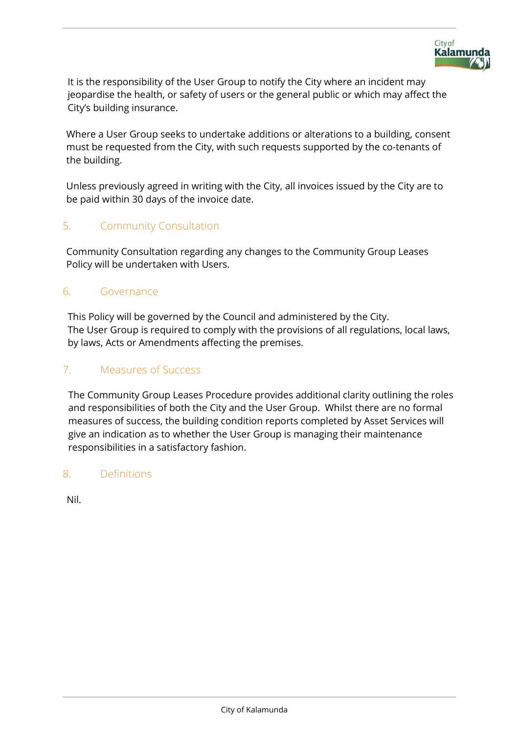It is the responsibility of the User Group to notify the City where an incident may jeopardise the health, or safety of users or the general public or which may affect the City's building insurance.

Where a User Group seeks to undertake additions or alterations to a building, consent must be requested from the City, with such requests supported by the co-tenants of the building.

Unless previously agreed in writing with the City, all invoices issued by the City are to be paid within 30 days of the invoice date.

## 5. Community Consultation

Community Consultation regarding any changes to the Community Group Leases Policy will be undertaken with Users.

## 6. Governance

This Policy will be governed by the Council and administered by the City.
The User Group is required to comply with the provisions of all regulations, local laws, by laws, Acts or Amendments affecting the premises.

## 7. Measures of Success

The Community Group Leases Procedure provides additional clarity outlining the roles and responsibilities of both the City and the User Group. Whilst there are no formal measures of success, the building condition reports completed by Asset Services will give an indication as to whether the User Group is managing their maintenance responsibilities in a satisfactory fashion.

## 8. Definitions

Nil.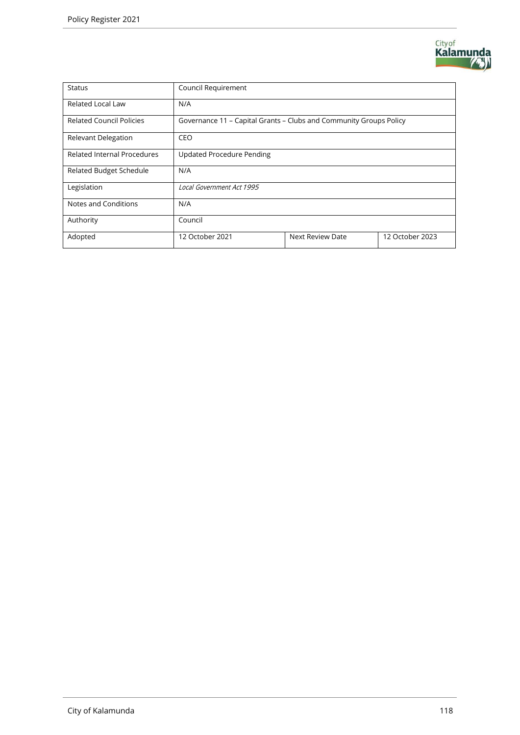| | | | |
|---|---|---|---|
| Status | Council Requirement | | |
| Related Local Law | N/A | | |
| Related Council Policies | Governance 11 – Capital Grants – Clubs and Community Groups Policy | | |
| Relevant Delegation | CEO | | |
| Related Internal Procedures | Updated Procedure Pending | | |
| Related Budget Schedule | N/A | | |
| Legislation | *Local Government Act 1995* | | |
| Notes and Conditions | N/A | | |
| Authority | Council | | |
| Adopted | 12 October 2021 | Next Review Date | 12 October 2023 |